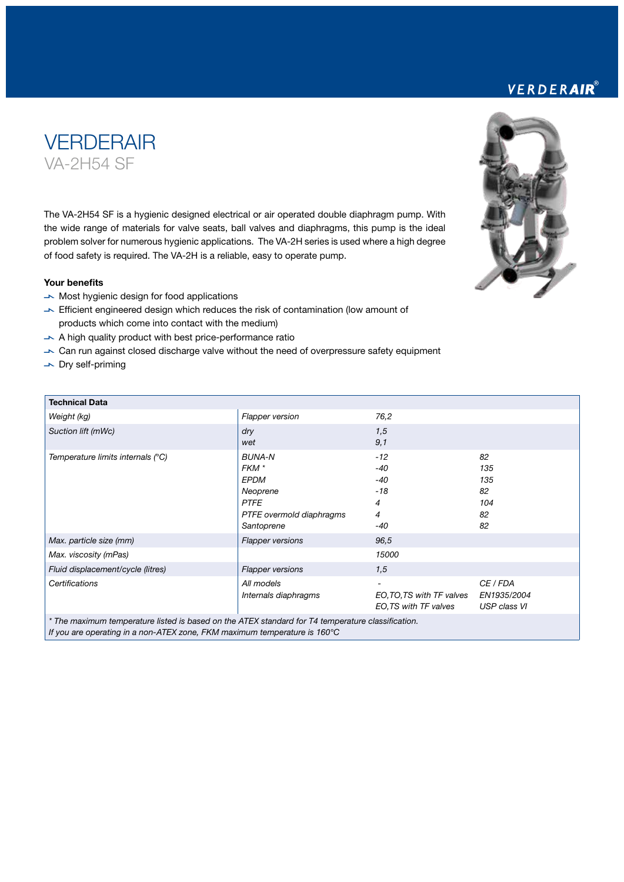# VERDERAIR

## VA-2H54 SF

The VA-2H54 SF is a hygienic designed electrical or air operated double diaphragm pump. With the wide range of materials for valve seats, ball valves and diaphragms, this pump is the ideal problem solver for numerous hygienic applications. The VA-2H series is used where a high degree of food safety is required. The VA-2H is a reliable, easy to operate pump.

### Your benefits

- Most hygienic design for food applications
- Efficient engineered design which reduces the risk of contamination (low amount of products which come into contact with the medium)
- A high quality product with best price-performance ratio
- Can run against closed discharge valve without the need of overpressure safety equipment
- Dry self-priming

| Technical Data | | | |
|---|---|---|---|
| *Weight (kg)* | *Flapper version* | *76,2* | |
| *Suction lift (mWc)* | *dry*<br>*wet* | *1,5*<br>*9,1* | |
| *Temperature limits internals (°C)* | *BUNA-N*<br>*FKM **<br>*EPDM*<br>*Neoprene*<br>*PTFE*<br>*PTFE overmold diaphragms*<br>*Santoprene* | *-12*<br>*-40*<br>*-40*<br>*-18*<br>*4*<br>*4*<br>*-40* | *82*<br>*135*<br>*135*<br>*82*<br>*104*<br>*82*<br>*82* |
| *Max. particle size (mm)* | *Flapper versions* | *96,5* | |
| *Max. viscosity (mPas)* | | *15000* | |
| *Fluid displacement/cycle (litres)* | *Flapper versions* | *1,5* | |
| *Certifications* | *All models*<br>*Internals diaphragms* | *-*<br>*EO,TO,TS with TF valves*<br>*EO,TS with TF valves* | *CE / FDA*<br>*EN1935/2004*<br>*USP class VI* |

*\* The maximum temperature listed is based on the ATEX standard for T4 temperature classification.*
*If you are operating in a non-ATEX zone, FKM maximum temperature is 160°C*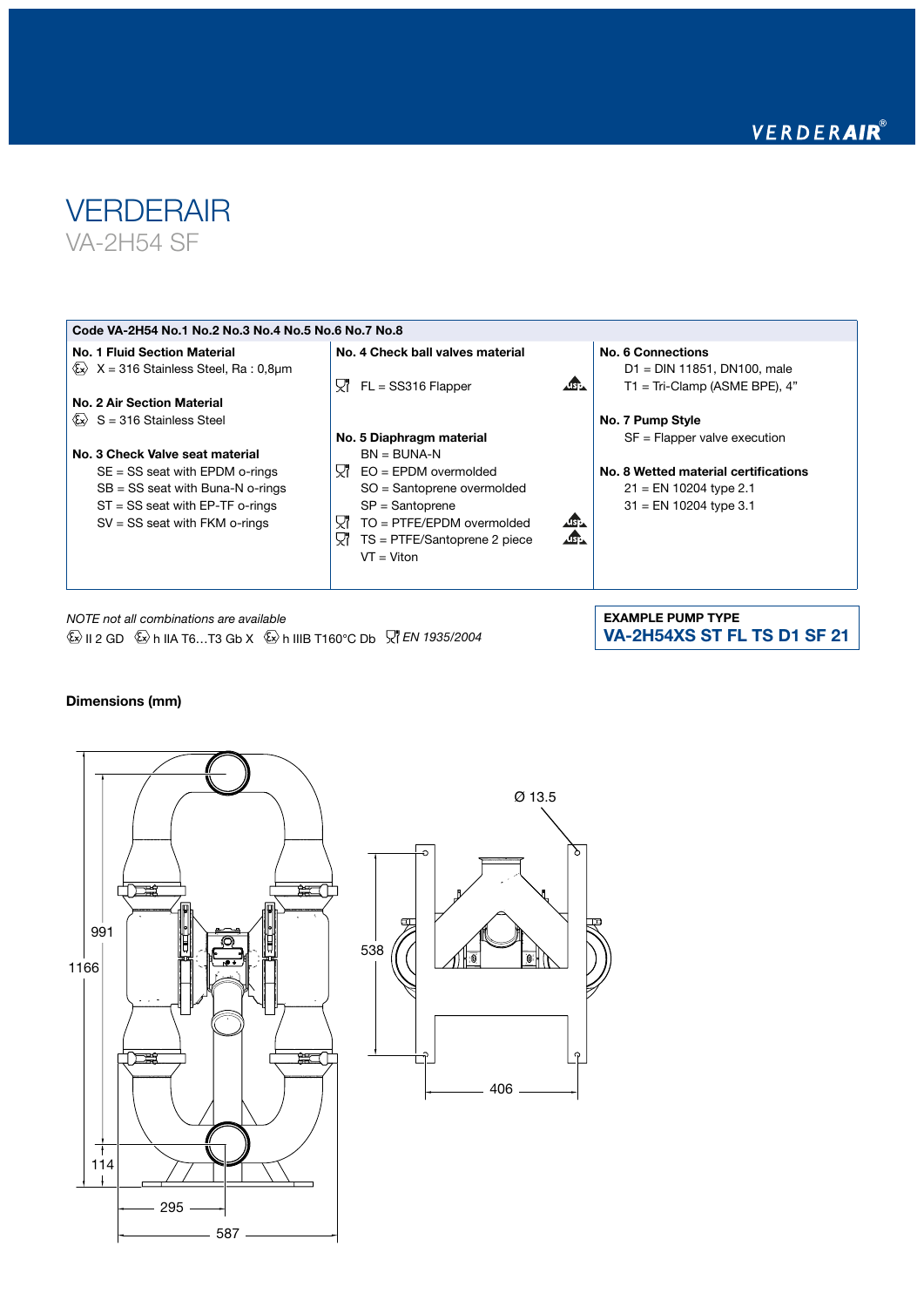# VERDERAIR

## VA-2H54 SF

| Code VA-2H54 No.1 No.2 No.3 No.4 No.5 No.6 No.7 No.8 | | |
|---|---|---|
| **No. 1 Fluid Section Material**<br>X = 316 Stainless Steel, Ra : 0,8µm<br><br>**No. 2 Air Section Material**<br>S = 316 Stainless Steel<br><br>**No. 3 Check Valve seat material**<br>SE = SS seat with EPDM o-rings<br>SB = SS seat with Buna-N o-rings<br>ST = SS seat with EP-TF o-rings<br>SV = SS seat with FKM o-rings | **No. 4 Check ball valves material**<br>FL = SS316 Flapper (USP)<br><br>**No. 5 Diaphragm material**<br>BN = BUNA-N<br>EO = EPDM overmolded<br>SO = Santoprene overmolded<br>SP = Santoprene<br>TO = PTFE/EPDM overmolded (USP)<br>TS = PTFE/Santoprene 2 piece (USP)<br>VT = Viton | **No. 6 Connections**<br>D1 = DIN 11851, DN100, male<br>T1 = Tri-Clamp (ASME BPE), 4"<br><br>**No. 7 Pump Style**<br>SF = Flapper valve execution<br><br>**No. 8 Wetted material certifications**<br>21 = EN 10204 type 2.1<br>31 = EN 10204 type 3.1 |

*NOTE not all combinations are available*

Ex II 2 GD Ex h IIA T6...T3 Gb X Ex h IIIB T160°C Db *EN 1935/2004*

**EXAMPLE PUMP TYPE**
**VA-2H54XS ST FL TS D1 SF 21**

**Dimensions (mm)**

991, 1166, 114, 295, 587, 538, 406, Ø 13.5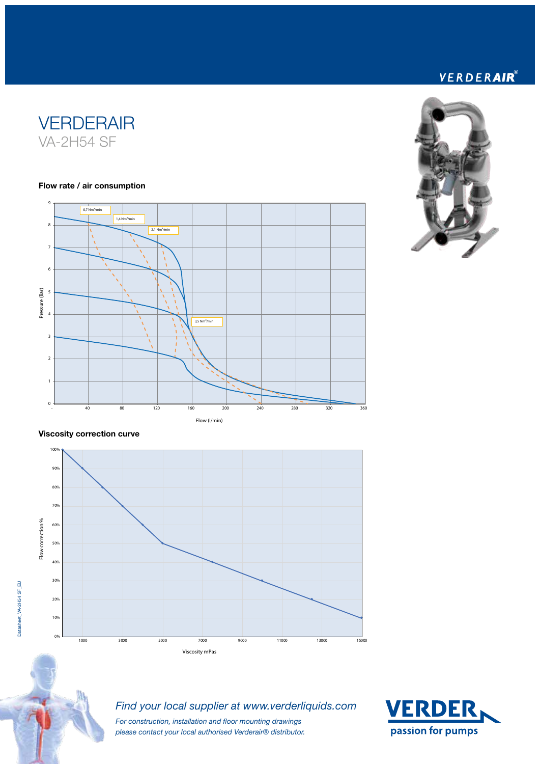# VERDERAIR

VA-2H54 SF

### Flow rate / air consumption

0,7 Nm³/min

1,4 Nm³/min

2,1 Nm³/min

3,5 Nm³/min

Pressure (Bar)

9
8
7
6
5
4
3
2
1
0

-
40
80
120
160
200
240
280
320
360

Flow (l/min)

### Viscosity correction curve

Flow correction %

100%
90%
80%
70%
60%
50%
40%
30%
20%
10%
0%

1000
3000
5000
7000
9000
11000
13000
15000

Viscosity mPas

Datasheet_VA-2H54 SF_EU

*Find your local supplier at www.verderliquids.com*

*For construction, installation and floor mounting drawings please contact your local authorised Verderair® distributor.*

VERDER
passion for pumps